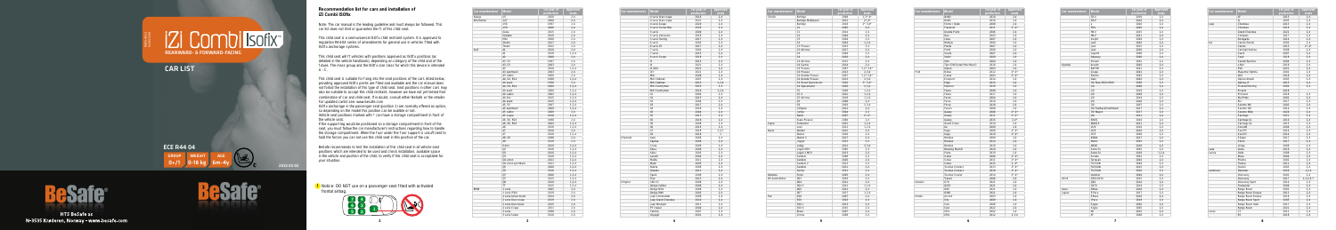# iZi Combi ISOfix

REARWARD- & FORWARD-FACING

## CAR LIST

ECE R44 04

| GROUP | WEIGHT | AGE |
|---|---|---|
| 0+/1 | 0-18 kg | 6m-4y |

2022 09 01

HTS BeSafe as
N-3535 Krøderen, Norway - www.besafe.com

## Recommendation list for cars and installation of iZi Combi ISOfix

Note: The car manual is the leading guideline and must always be followed. This car list does not limit or guarantee the fit of this child seat.

This child seat is a semi-universal ISOfix child restraint system. It is approved to regulation R44-04 series of amendments for general use in vehicles fitted with ISOfix anchorage systems.

This child seat will fit vehicles with positions approved as ISOfix positions (as detailed in the vehicle handbook), depending on category of the child seat and of the fixture. The mass group and the ISOfix size class for which this device is intended is : C.

This child seat is suitable for fixing into the seat positions of the cars listed below, providing approved ISOfix points are fitted and available and the car manual does not forbid the installation of this type of child seat. Seat positions in other cars may also be suitable to accept this child restraint, however we have not yet tested that combination of car and child seat. If in doubt, consult either BeSafe or the retailer. For updated carlist see: www.besafe.com

ISOfix anchorage in the passenger seat (position 1) are normally offered as option, so depending on the model this position can be available or not.

Vehicle seat positions marked with * can have a storage compartment in front of the vehicle seat.

If the support leg would be positioned on a storage compartment in front of the seat, you must follow the car manufacturer's instructions regarding how to handle the storage compartment. When the floor under the floor support is unsuff cient to hold the forces you can not use this child seat in this position of the car.

BeSafe recommends to test the installation of the child seat in all vehicle seat positions which are intended to be used and check installation, available space in the vehicle and position of the child, to verify if the child seat is acceptable for your situation.

**Notice: DO NOT use on a passenger seat fitted with activated frontal airbag.**

| Car manufacturer | Model | 1st year of production | Approved seats |
|---|---|---|---|
| Aiways | U5 | 2020 | 2,4 |
| Alfa Romeo | 147 | 2000 | 2,4 |
| | 156 | 1997 | 2,4 |
| | 159 | 2006 | 2,4 |
| | Giulia | 2015 | 2,4 |
| | Giulietta | 2010 | 2,4 |
| | Mito | 2008 | 2,4 |
| | Stelvio | 2017 | 2,4 |
| | Tonale | 2022 | 2,4 |
| Audi | A1 | 2010 | 2,4 |
| | A1 | 2018 | 1,2,4 |
| | A2 | 2000 | 2,4 |
| | A3 | 2003 | 2,4 |